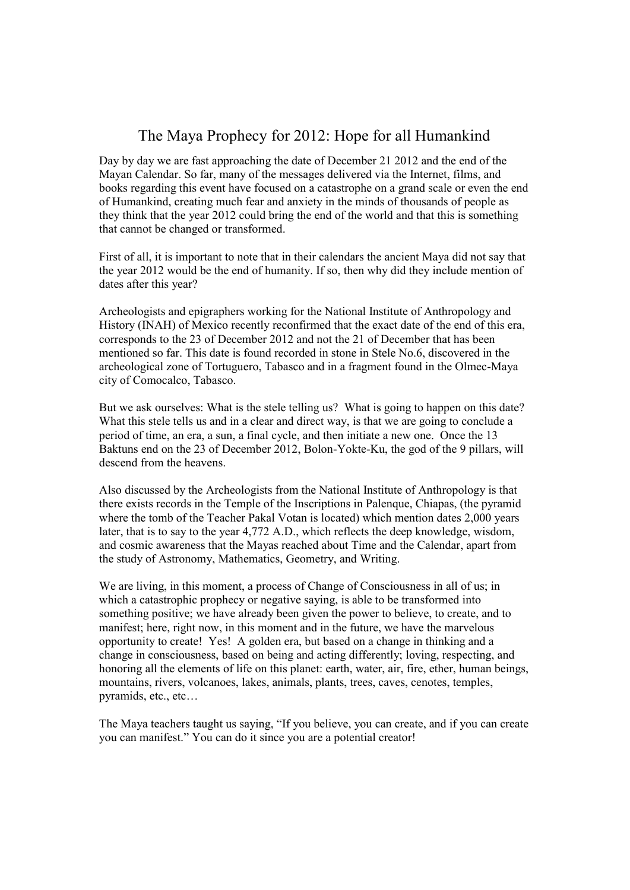# The Maya Prophecy for 2012: Hope for all Humankind

Day by day we are fast approaching the date of December 21 2012 and the end of the Mayan Calendar. So far, many of the messages delivered via the Internet, films, and books regarding this event have focused on a catastrophe on a grand scale or even the end of Humankind, creating much fear and anxiety in the minds of thousands of people as they think that the year 2012 could bring the end of the world and that this is something that cannot be changed or transformed.

First of all, it is important to note that in their calendars the ancient Maya did not say that the year 2012 would be the end of humanity. If so, then why did they include mention of dates after this year?

Archeologists and epigraphers working for the National Institute of Anthropology and History (INAH) of Mexico recently reconfirmed that the exact date of the end of this era, corresponds to the 23 of December 2012 and not the 21 of December that has been mentioned so far. This date is found recorded in stone in Stele No.6, discovered in the archeological zone of Tortuguero, Tabasco and in a fragment found in the Olmec-Maya city of Comocalco, Tabasco.

But we ask ourselves: What is the stele telling us? What is going to happen on this date? What this stele tells us and in a clear and direct way, is that we are going to conclude a period of time, an era, a sun, a final cycle, and then initiate a new one. Once the 13 Baktuns end on the 23 of December 2012, Bolon-Yokte-Ku, the god of the 9 pillars, will descend from the heavens.

Also discussed by the Archeologists from the National Institute of Anthropology is that there exists records in the Temple of the Inscriptions in Palenque, Chiapas, (the pyramid where the tomb of the Teacher Pakal Votan is located) which mention dates 2,000 years later, that is to say to the year 4,772 A.D., which reflects the deep knowledge, wisdom, and cosmic awareness that the Mayas reached about Time and the Calendar, apart from the study of Astronomy, Mathematics, Geometry, and Writing.

We are living, in this moment, a process of Change of Consciousness in all of us; in which a catastrophic prophecy or negative saying, is able to be transformed into something positive; we have already been given the power to believe, to create, and to manifest; here, right now, in this moment and in the future, we have the marvelous opportunity to create! Yes! A golden era, but based on a change in thinking and a change in consciousness, based on being and acting differently; loving, respecting, and honoring all the elements of life on this planet: earth, water, air, fire, ether, human beings, mountains, rivers, volcanoes, lakes, animals, plants, trees, caves, cenotes, temples, pyramids, etc., etc…

The Maya teachers taught us saying, “If you believe, you can create, and if you can create you can manifest.” You can do it since you are a potential creator!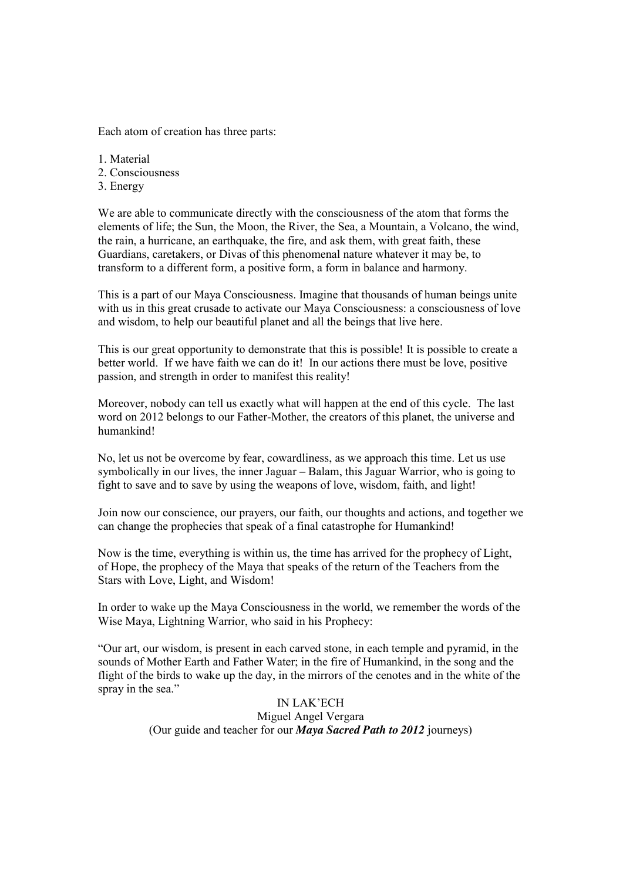Each atom of creation has three parts:

1. Material
2. Consciousness
3. Energy

We are able to communicate directly with the consciousness of the atom that forms the elements of life; the Sun, the Moon, the River, the Sea, a Mountain, a Volcano, the wind, the rain, a hurricane, an earthquake, the fire, and ask them, with great faith, these Guardians, caretakers, or Divas of this phenomenal nature whatever it may be, to transform to a different form, a positive form, a form in balance and harmony.

This is a part of our Maya Consciousness. Imagine that thousands of human beings unite with us in this great crusade to activate our Maya Consciousness: a consciousness of love and wisdom, to help our beautiful planet and all the beings that live here.

This is our great opportunity to demonstrate that this is possible! It is possible to create a better world. If we have faith we can do it! In our actions there must be love, positive passion, and strength in order to manifest this reality!

Moreover, nobody can tell us exactly what will happen at the end of this cycle. The last word on 2012 belongs to our Father-Mother, the creators of this planet, the universe and humankind!

No, let us not be overcome by fear, cowardliness, as we approach this time. Let us use symbolically in our lives, the inner Jaguar – Balam, this Jaguar Warrior, who is going to fight to save and to save by using the weapons of love, wisdom, faith, and light!

Join now our conscience, our prayers, our faith, our thoughts and actions, and together we can change the prophecies that speak of a final catastrophe for Humankind!

Now is the time, everything is within us, the time has arrived for the prophecy of Light, of Hope, the prophecy of the Maya that speaks of the return of the Teachers from the Stars with Love, Light, and Wisdom!

In order to wake up the Maya Consciousness in the world, we remember the words of the Wise Maya, Lightning Warrior, who said in his Prophecy:

"Our art, our wisdom, is present in each carved stone, in each temple and pyramid, in the sounds of Mother Earth and Father Water; in the fire of Humankind, in the song and the flight of the birds to wake up the day, in the mirrors of the cenotes and in the white of the spray in the sea."

IN LAK'ECH

Miguel Angel Vergara

(Our guide and teacher for our ***Maya Sacred Path to 2012*** journeys)